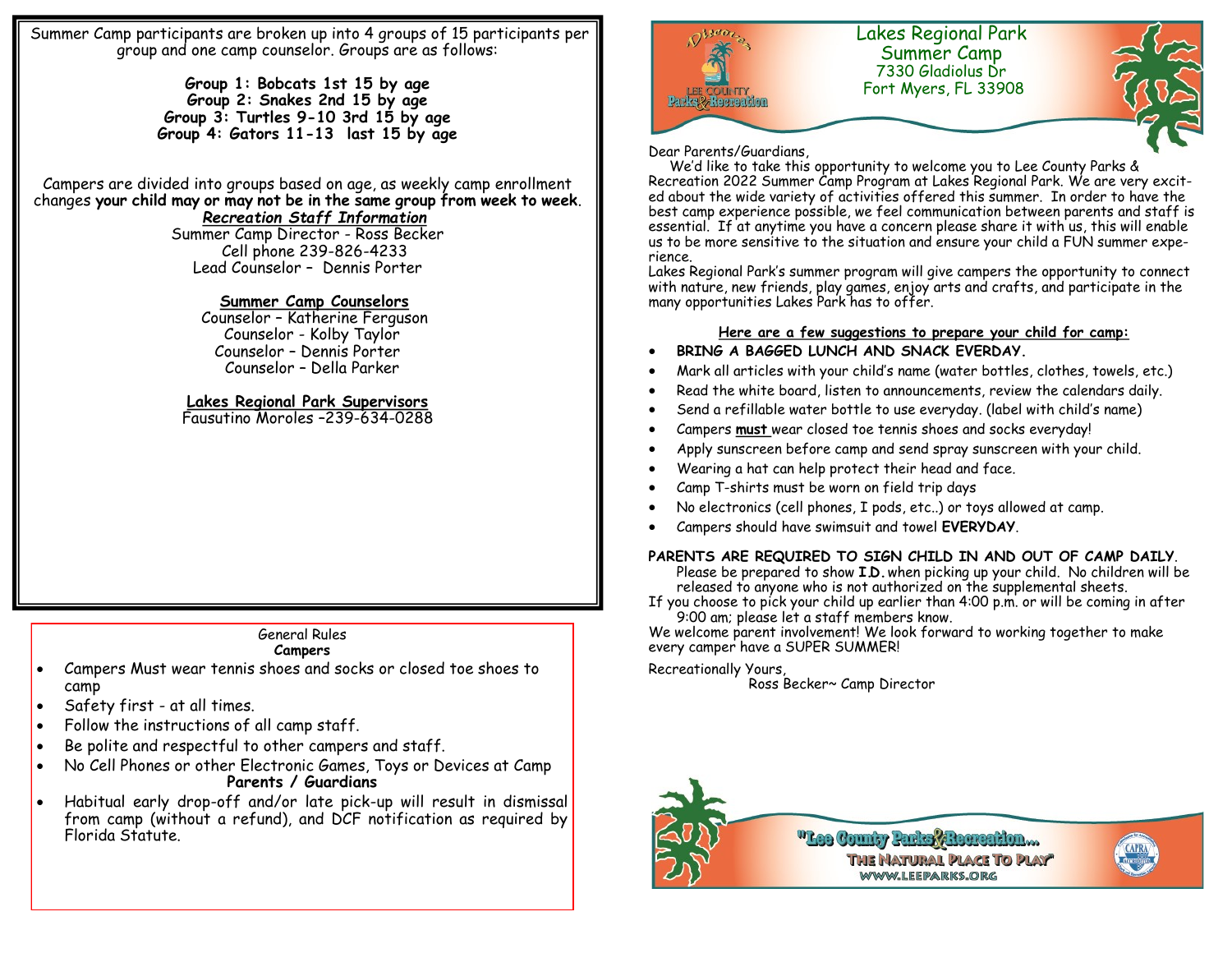Summer Camp participants are broken up into 4 groups of 15 participants per group and one camp counselor. Groups are as follows:

**Group 1: Bobcats 1st 15 by age**
**Group 2: Snakes 2nd 15 by age**
**Group 3: Turtles 9-10 3rd 15 by age**
**Group 4: Gators 11-13 last 15 by age**

Campers are divided into groups based on age, as weekly camp enrollment changes **your child may or may not be in the same group from week to week**.

***Recreation Staff Information***

Summer Camp Director - Ross Becker
Cell phone 239-826-4233
Lead Counselor – Dennis Porter

**Summer Camp Counselors**

Counselor – Katherine Ferguson
Counselor - Kolby Taylor
Counselor – Dennis Porter
Counselor – Della Parker

**Lakes Regional Park Supervisors**

Fausutino Moroles –239-634-0288

General Rules

**Campers**

- Campers Must wear tennis shoes and socks or closed toe shoes to camp
- Safety first - at all times.
- Follow the instructions of all camp staff.
- Be polite and respectful to other campers and staff.
- No Cell Phones or other Electronic Games, Toys or Devices at Camp

**Parents / Guardians**

- Habitual early drop-off and/or late pick-up will result in dismissal from camp (without a refund), and DCF notification as required by Florida Statute.

Discover Lee County Parks & Recreation

Lakes Regional Park
Summer Camp
7330 Gladiolus Dr
Fort Myers, FL 33908

Dear Parents/Guardians,

We'd like to take this opportunity to welcome you to Lee County Parks & Recreation 2022 Summer Camp Program at Lakes Regional Park. We are very excited about the wide variety of activities offered this summer. In order to have the best camp experience possible, we feel communication between parents and staff is essential. If at anytime you have a concern please share it with us, this will enable us to be more sensitive to the situation and ensure your child a FUN summer experience.

Lakes Regional Park's summer program will give campers the opportunity to connect with nature, new friends, play games, enjoy arts and crafts, and participate in the many opportunities Lakes Park has to offer.

**Here are a few suggestions to prepare your child for camp:**

- **BRING A BAGGED LUNCH AND SNACK EVERDAY.**
- Mark all articles with your child's name (water bottles, clothes, towels, etc.)
- Read the white board, listen to announcements, review the calendars daily.
- Send a refillable water bottle to use everyday. (label with child's name)
- Campers **must** wear closed toe tennis shoes and socks everyday!
- Apply sunscreen before camp and send spray sunscreen with your child.
- Wearing a hat can help protect their head and face.
- Camp T-shirts must be worn on field trip days
- No electronics (cell phones, I pods, etc..) or toys allowed at camp.
- Campers should have swimsuit and towel **EVERYDAY**.

**PARENTS ARE REQUIRED TO SIGN CHILD IN AND OUT OF CAMP DAILY**. Please be prepared to show **I.D.** when picking up your child. No children will be released to anyone who is not authorized on the supplemental sheets.

If you choose to pick your child up earlier than 4:00 p.m. or will be coming in after 9:00 am; please let a staff members know.

We welcome parent involvement! We look forward to working together to make every camper have a SUPER SUMMER!

Recreationally Yours,
Ross Becker~ Camp Director

"Lee County Parks & Recreation... The Natural Place To Play"
WWW.LEEPARKS.ORG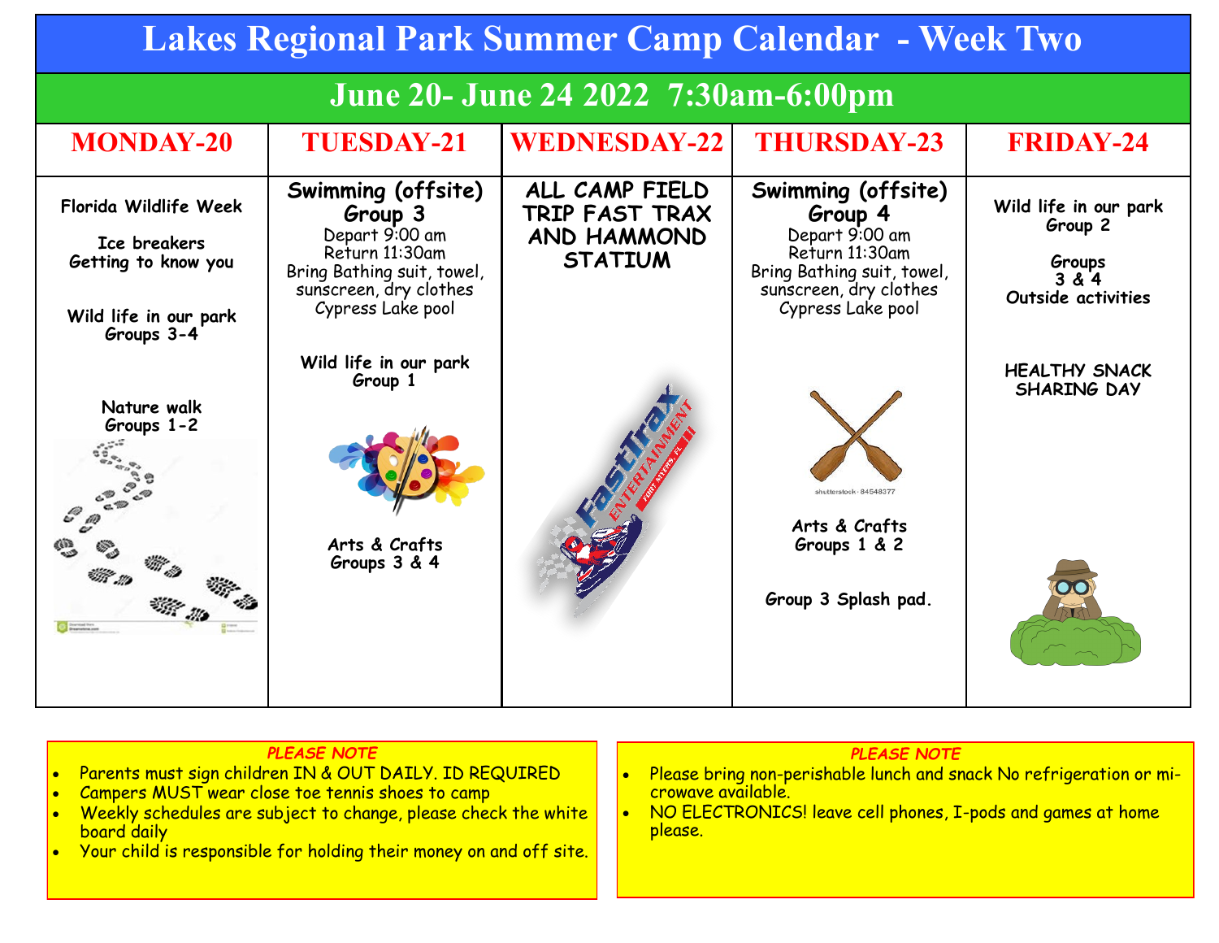# Lakes Regional Park Summer Camp Calendar - Week Two

## June 20- June 24 2022 7:30am-6:00pm

| MONDAY-20 | TUESDAY-21 | WEDNESDAY-22 | THURSDAY-23 | FRIDAY-24 |
|---|---|---|---|---|
| **Florida Wildlife Week**<br><br>**Ice breakers Getting to know you**<br><br>**Wild life in our park Groups 3-4**<br><br>**Nature walk Groups 1-2** | **Swimming (offsite) Group 3**<br>Depart 9:00 am<br>Return 11:30am<br>Bring Bathing suit, towel, sunscreen, dry clothes<br>Cypress Lake pool<br><br>**Wild life in our park Group 1**<br><br>**Arts & Crafts Groups 3 & 4** | **ALL CAMP FIELD TRIP FAST TRAX AND HAMMOND STATIUM** | **Swimming (offsite) Group 4**<br>Depart 9:00 am<br>Return 11:30am<br>Bring Bathing suit, towel, sunscreen, dry clothes<br>Cypress Lake pool<br><br>**Arts & Crafts Groups 1 & 2**<br><br>**Group 3 Splash pad.** | **Wild life in our park Group 2**<br><br>**Groups 3 & 4 Outside activities**<br><br>**HEALTHY SNACK SHARING DAY** |

*PLEASE NOTE*

- Parents must sign children IN & OUT DAILY. ID REQUIRED
- Campers MUST wear close toe tennis shoes to camp
- Weekly schedules are subject to change, please check the white board daily
- Your child is responsible for holding their money on and off site.

*PLEASE NOTE*

- Please bring non-perishable lunch and snack No refrigeration or microwave available.
- NO ELECTRONICS! leave cell phones, I-pods and games at home please.